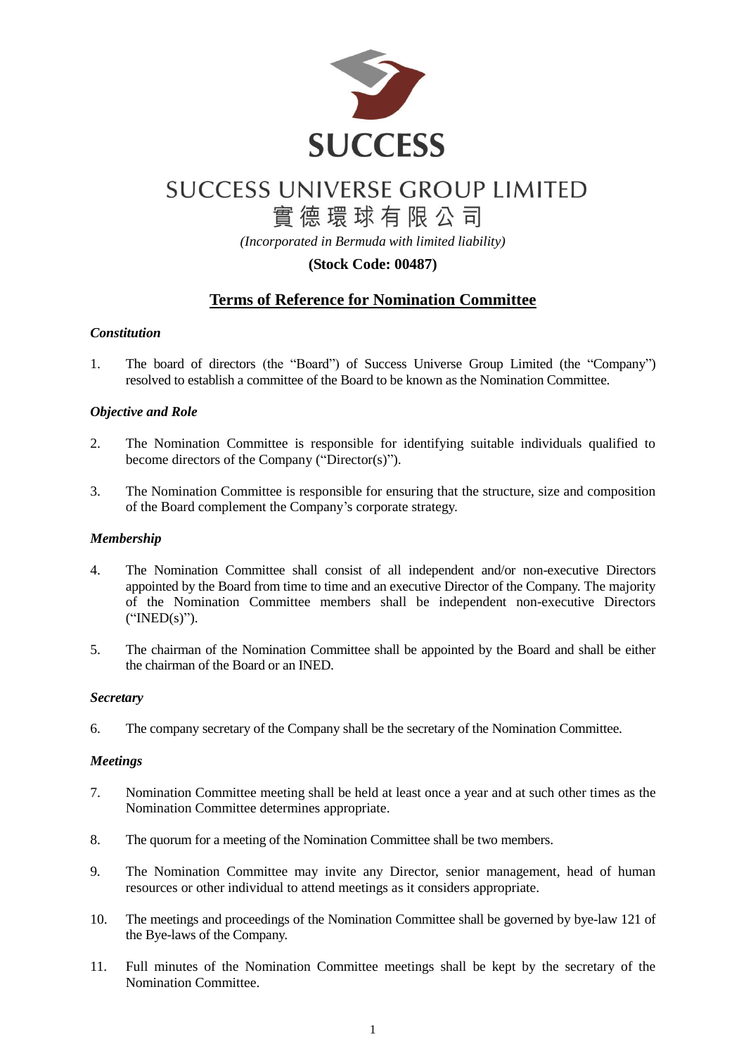# SUCCESS

## SUCCESS UNIVERSE GROUP LIMITED

## 實德環球有限公司

*(Incorporated in Bermuda with limited liability)*

**(Stock Code: 00487)**

## Terms of Reference for Nomination Committee

***Constitution***

1. The board of directors (the "Board") of Success Universe Group Limited (the "Company") resolved to establish a committee of the Board to be known as the Nomination Committee.

***Objective and Role***

2. The Nomination Committee is responsible for identifying suitable individuals qualified to become directors of the Company ("Director(s)").

3. The Nomination Committee is responsible for ensuring that the structure, size and composition of the Board complement the Company's corporate strategy.

***Membership***

4. The Nomination Committee shall consist of all independent and/or non-executive Directors appointed by the Board from time to time and an executive Director of the Company. The majority of the Nomination Committee members shall be independent non-executive Directors ("INED(s)").

5. The chairman of the Nomination Committee shall be appointed by the Board and shall be either the chairman of the Board or an INED.

***Secretary***

6. The company secretary of the Company shall be the secretary of the Nomination Committee.

***Meetings***

7. Nomination Committee meeting shall be held at least once a year and at such other times as the Nomination Committee determines appropriate.

8. The quorum for a meeting of the Nomination Committee shall be two members.

9. The Nomination Committee may invite any Director, senior management, head of human resources or other individual to attend meetings as it considers appropriate.

10. The meetings and proceedings of the Nomination Committee shall be governed by bye-law 121 of the Bye-laws of the Company.

11. Full minutes of the Nomination Committee meetings shall be kept by the secretary of the Nomination Committee.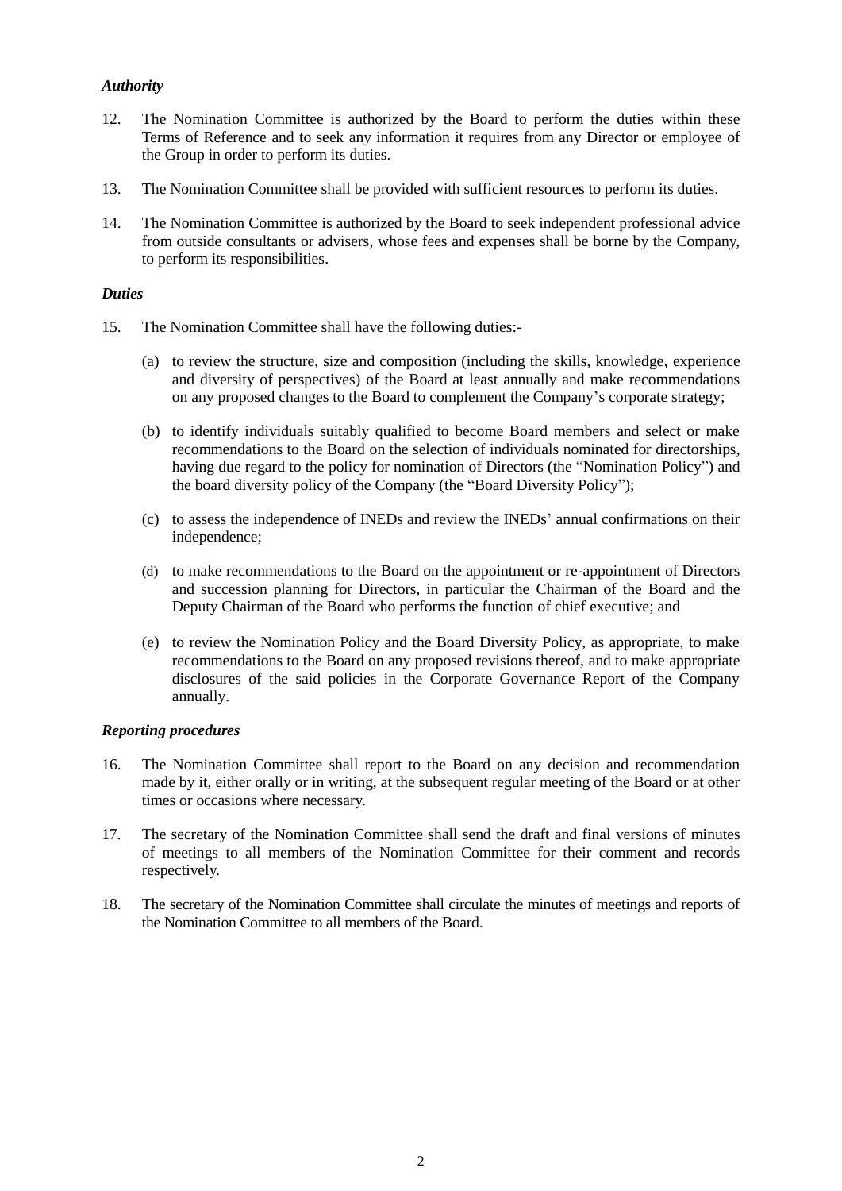### *Authority*

12. The Nomination Committee is authorized by the Board to perform the duties within these Terms of Reference and to seek any information it requires from any Director or employee of the Group in order to perform its duties.

13. The Nomination Committee shall be provided with sufficient resources to perform its duties.

14. The Nomination Committee is authorized by the Board to seek independent professional advice from outside consultants or advisers, whose fees and expenses shall be borne by the Company, to perform its responsibilities.

### *Duties*

15. The Nomination Committee shall have the following duties:-

    (a) to review the structure, size and composition (including the skills, knowledge, experience and diversity of perspectives) of the Board at least annually and make recommendations on any proposed changes to the Board to complement the Company's corporate strategy;

    (b) to identify individuals suitably qualified to become Board members and select or make recommendations to the Board on the selection of individuals nominated for directorships, having due regard to the policy for nomination of Directors (the "Nomination Policy") and the board diversity policy of the Company (the "Board Diversity Policy");

    (c) to assess the independence of INEDs and review the INEDs' annual confirmations on their independence;

    (d) to make recommendations to the Board on the appointment or re-appointment of Directors and succession planning for Directors, in particular the Chairman of the Board and the Deputy Chairman of the Board who performs the function of chief executive; and

    (e) to review the Nomination Policy and the Board Diversity Policy, as appropriate, to make recommendations to the Board on any proposed revisions thereof, and to make appropriate disclosures of the said policies in the Corporate Governance Report of the Company annually.

### *Reporting procedures*

16. The Nomination Committee shall report to the Board on any decision and recommendation made by it, either orally or in writing, at the subsequent regular meeting of the Board or at other times or occasions where necessary.

17. The secretary of the Nomination Committee shall send the draft and final versions of minutes of meetings to all members of the Nomination Committee for their comment and records respectively.

18. The secretary of the Nomination Committee shall circulate the minutes of meetings and reports of the Nomination Committee to all members of the Board.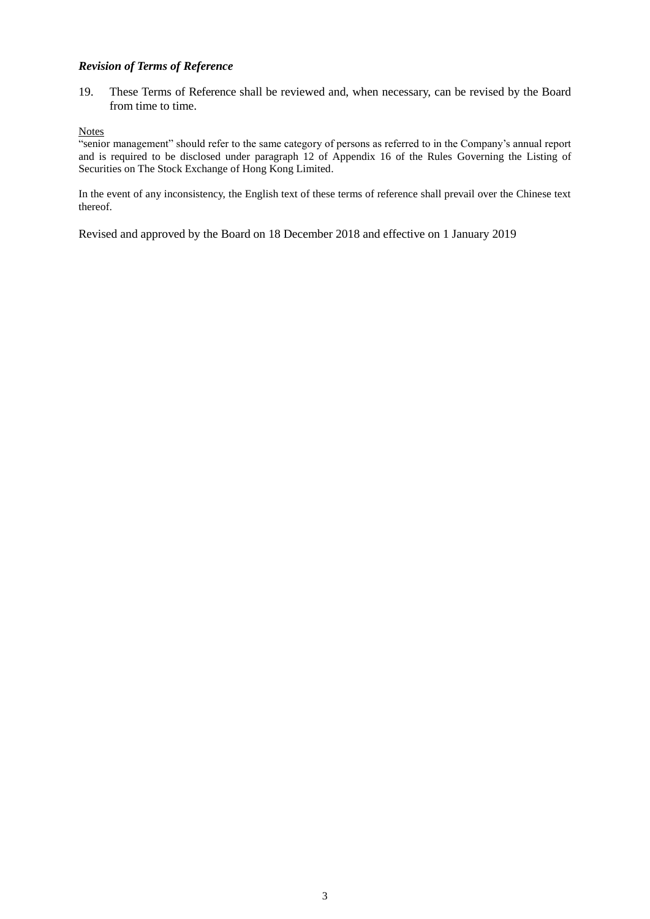***Revision of Terms of Reference***

19. These Terms of Reference shall be reviewed and, when necessary, can be revised by the Board from time to time.

Notes

"senior management" should refer to the same category of persons as referred to in the Company's annual report and is required to be disclosed under paragraph 12 of Appendix 16 of the Rules Governing the Listing of Securities on The Stock Exchange of Hong Kong Limited.

In the event of any inconsistency, the English text of these terms of reference shall prevail over the Chinese text thereof.

Revised and approved by the Board on 18 December 2018 and effective on 1 January 2019